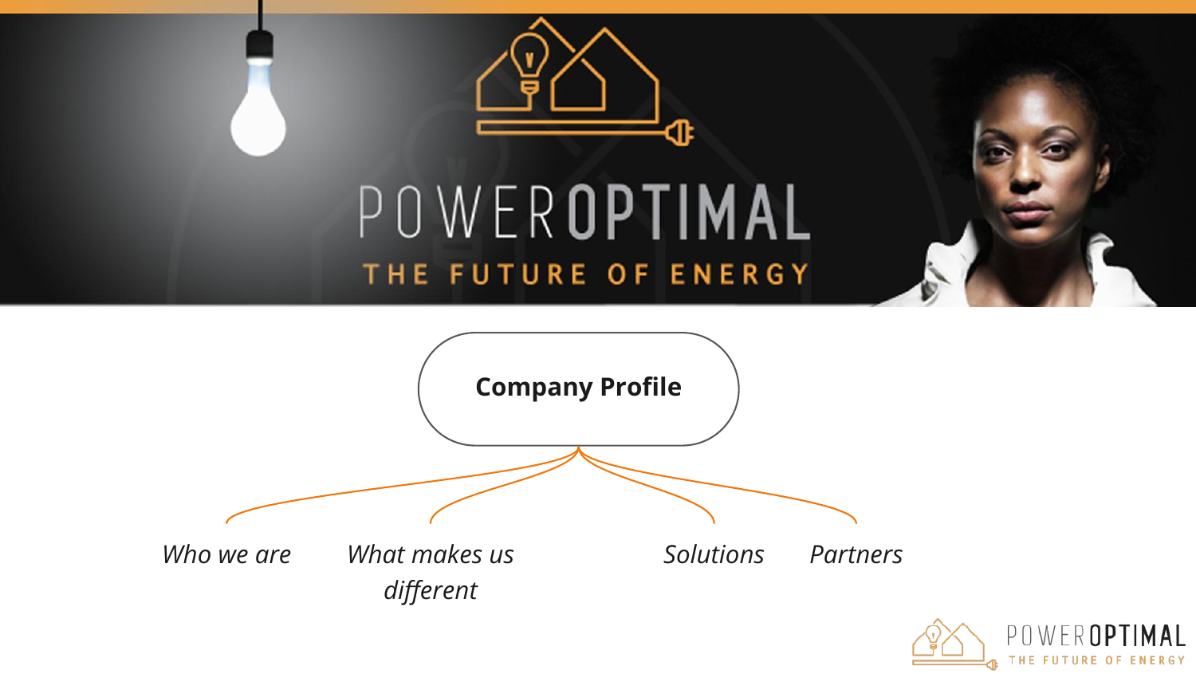# POWEROPTIMAL

THE FUTURE OF ENERGY

## Company Profile

- *Who we are*
- *What makes us different*
- *Solutions*
- *Partners*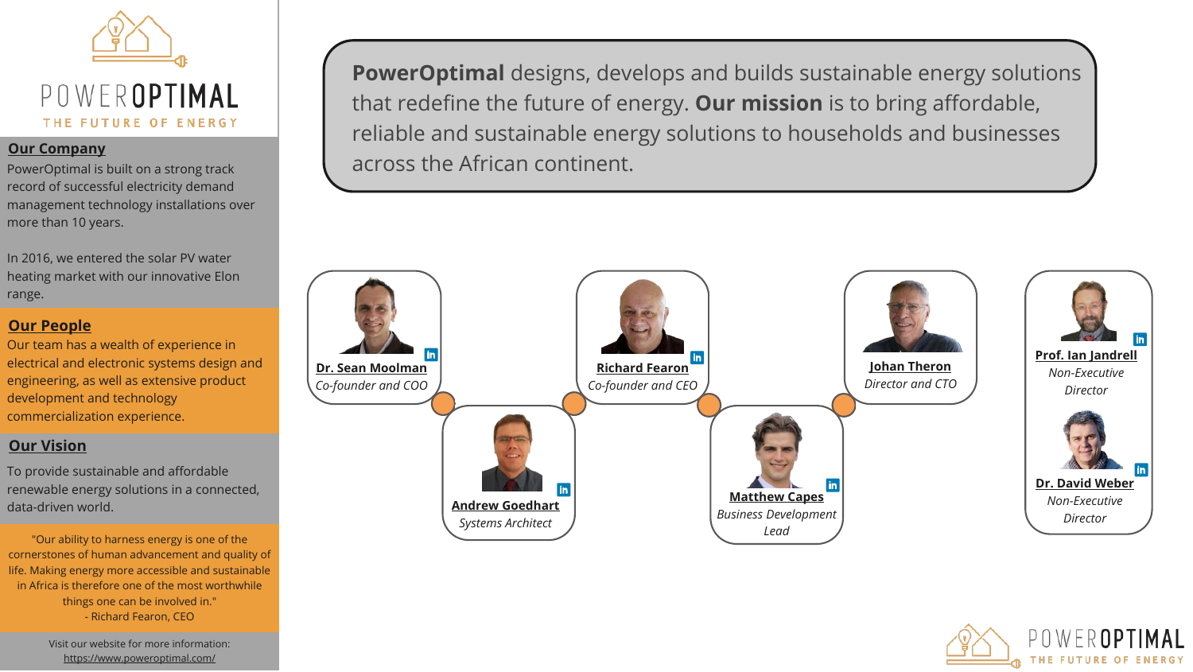# POWEROPTIMAL

THE FUTURE OF ENERGY

## Our Company

PowerOptimal is built on a strong track record of successful electricity demand management technology installations over more than 10 years.

In 2016, we entered the solar PV water heating market with our innovative Elon range.

## Our People

Our team has a wealth of experience in electrical and electronic systems design and engineering, as well as extensive product development and technology commercialization experience.

## Our Vision

To provide sustainable and affordable renewable energy solutions in a connected, data-driven world.

"Our ability to harness energy is one of the cornerstones of human advancement and quality of life. Making energy more accessible and sustainable in Africa is therefore one of the most worthwhile things one can be involved in."
- Richard Fearon, CEO

Visit our website for more information:
https://www.poweroptimal.com/

**PowerOptimal** designs, develops and builds sustainable energy solutions that redefine the future of energy. **Our mission** is to bring affordable, reliable and sustainable energy solutions to households and businesses across the African continent.

**Dr. Sean Moolman**
*Co-founder and COO*

**Andrew Goedhart**
*Systems Architect*

**Richard Fearon**
*Co-founder and CEO*

**Matthew Capes**
*Business Development Lead*

**Johan Theron**
*Director and CTO*

**Prof. Ian Jandrell**
*Non-Executive Director*

**Dr. David Weber**
*Non-Executive Director*

POWEROPTIMAL

THE FUTURE OF ENERGY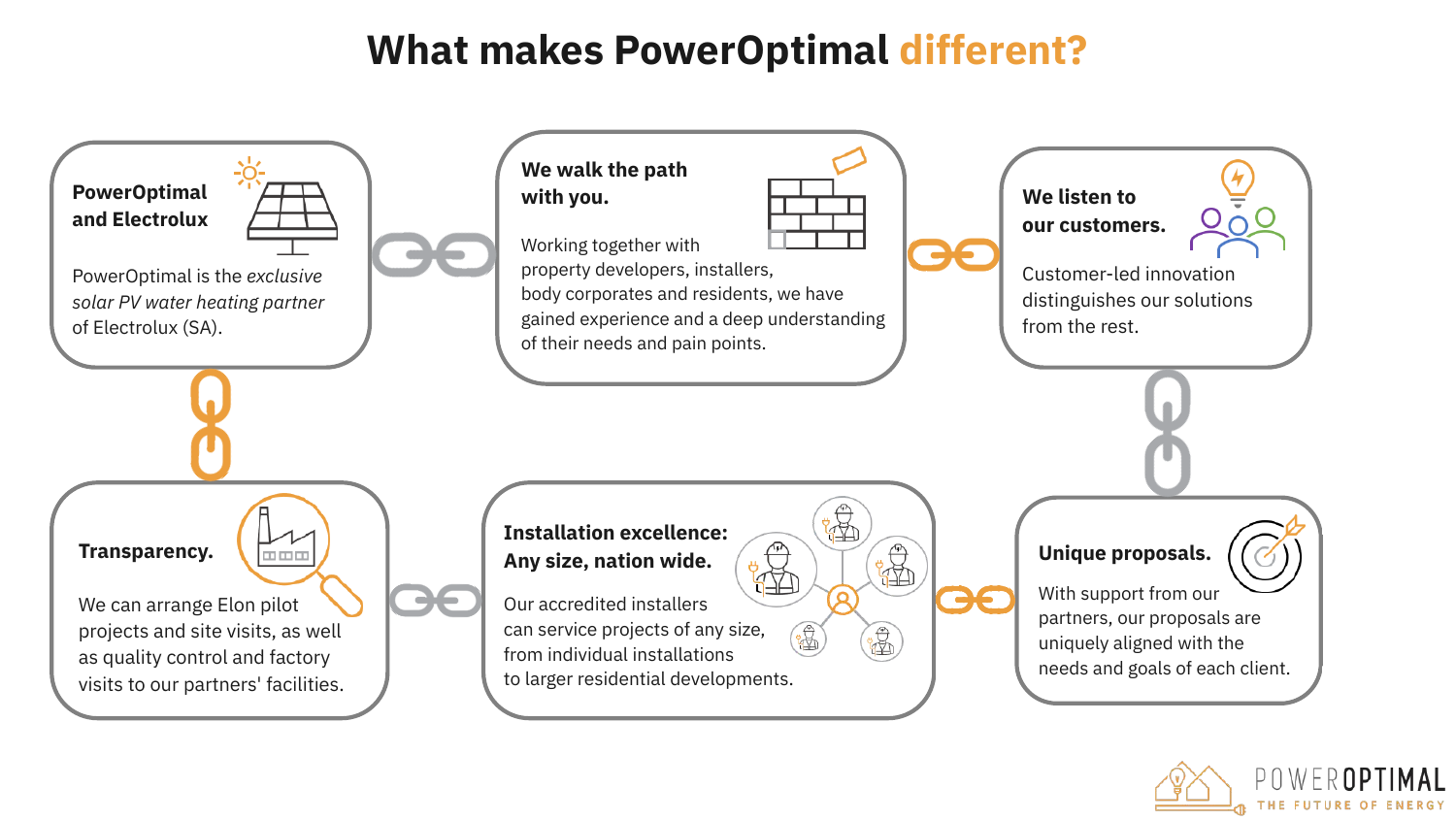# What makes PowerOptimal different?

### PowerOptimal and Electrolux

PowerOptimal is the *exclusive solar PV water heating partner* of Electrolux (SA).

### We walk the path with you.

Working together with property developers, installers, body corporates and residents, we have gained experience and a deep understanding of their needs and pain points.

### We listen to our customers.

Customer-led innovation distinguishes our solutions from the rest.

### Unique proposals.

With support from our partners, our proposals are uniquely aligned with the needs and goals of each client.

### Installation excellence: Any size, nation wide.

Our accredited installers can service projects of any size, from individual installations to larger residential developments.

### Transparency.

We can arrange Elon pilot projects and site visits, as well as quality control and factory visits to our partners' facilities.

POWEROPTIMAL
THE FUTURE OF ENERGY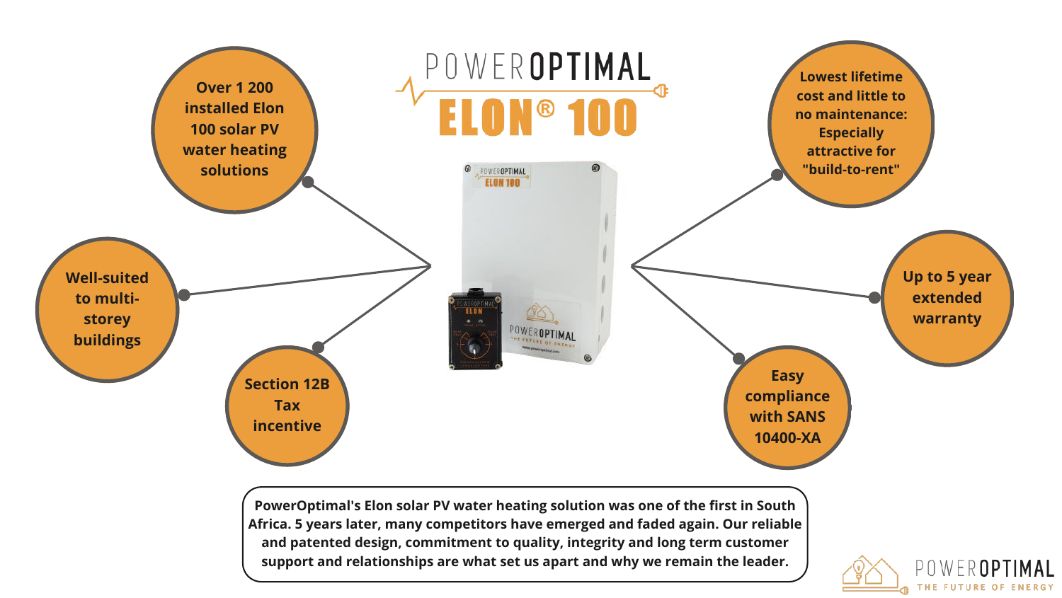# POWEROPTIMAL

# ELON® 100

- Over 1 200 installed Elon 100 solar PV water heating solutions
- Well-suited to multi-storey buildings
- Section 12B Tax incentive
- Lowest lifetime cost and little to no maintenance: Especially attractive for "build-to-rent"
- Up to 5 year extended warranty
- Easy compliance with SANS 10400-XA

**PowerOptimal's Elon solar PV water heating solution was one of the first in South Africa. 5 years later, many competitors have emerged and faded again. Our reliable and patented design, commitment to quality, integrity and long term customer support and relationships are what set us apart and why we remain the leader.**

POWEROPTIMAL
THE FUTURE OF ENERGY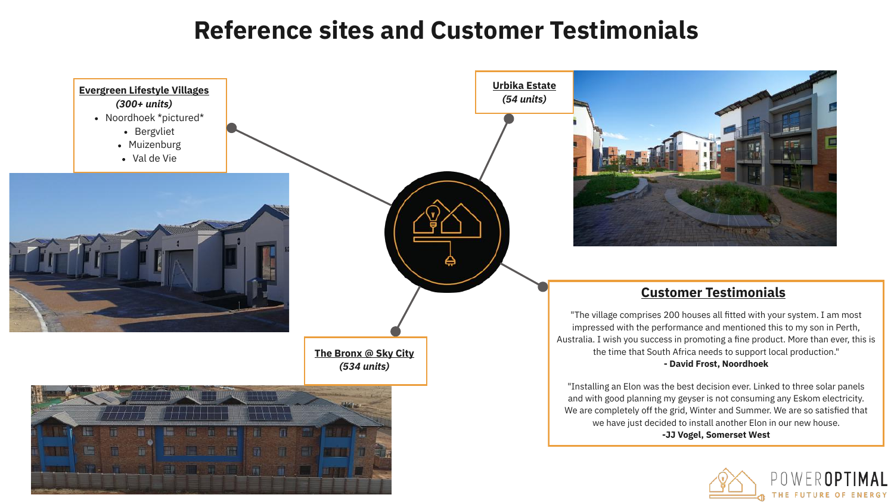# Reference sites and Customer Testimonials

**Evergreen Lifestyle Villages**
***(300+ units)***

- Noordhoek *pictured*
- Bergvliet
- Muizenburg
- Val de Vie

**Urbika Estate**
***(54 units)***

**The Bronx @ Sky City**
***(534 units)***

## Customer Testimonials

"The village comprises 200 houses all fitted with your system. I am most impressed with the performance and mentioned this to my son in Perth, Australia. I wish you success in promoting a fine product. More than ever, this is the time that South Africa needs to support local production."
**- David Frost, Noordhoek**

"Installing an Elon was the best decision ever. Linked to three solar panels and with good planning my geyser is not consuming any Eskom electricity. We are completely off the grid, Winter and Summer. We are so satisfied that we have just decided to install another Elon in our new house.
**-JJ Vogel, Somerset West**

POWEROPTIMAL
THE FUTURE OF ENERGY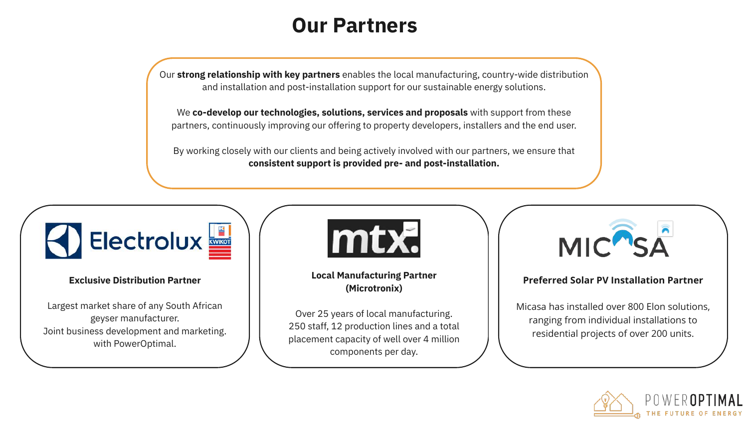# Our Partners

Our **strong relationship with key partners** enables the local manufacturing, country-wide distribution and installation and post-installation support for our sustainable energy solutions.

We **co-develop our technologies, solutions, services and proposals** with support from these partners, continuously improving our offering to property developers, installers and the end user.

By working closely with our clients and being actively involved with our partners, we ensure that **consistent support is provided pre- and post-installation.**

Electrolux KWIKOT

**Exclusive Distribution Partner**

Largest market share of any South African geyser manufacturer.
Joint business development and marketing. with PowerOptimal.

mtx.

**Local Manufacturing Partner (Microtronix)**

Over 25 years of local manufacturing. 250 staff, 12 production lines and a total placement capacity of well over 4 million components per day.

MICASA

**Preferred Solar PV Installation Partner**

Micasa has installed over 800 Elon solutions, ranging from individual installations to residential projects of over 200 units.

POWEROPTIMAL
THE FUTURE OF ENERGY